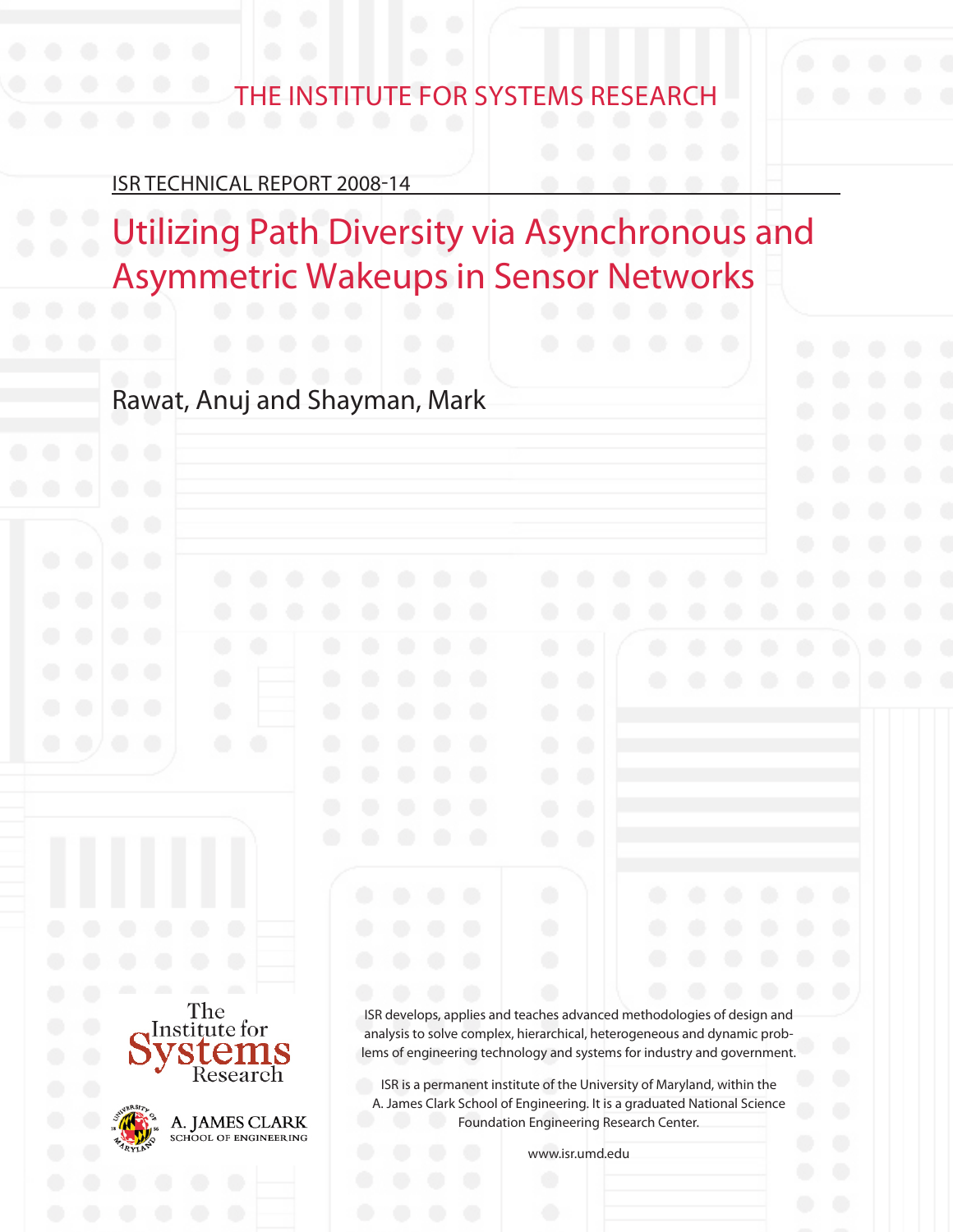THE INSTITUTE FOR SYSTEMS RESEARCH

ISR TECHNICAL REPORT 2008-14

# Utilizing Path Diversity via Asynchronous and Asymmetric Wakeups in Sensor Networks

Rawat, Anuj and Shayman, Mark

The Institute for Systems Research

A. JAMES CLARK SCHOOL OF ENGINEERING

ISR develops, applies and teaches advanced methodologies of design and analysis to solve complex, hierarchical, heterogeneous and dynamic problems of engineering technology and systems for industry and government.

ISR is a permanent institute of the University of Maryland, within the A. James Clark School of Engineering. It is a graduated National Science Foundation Engineering Research Center.

www.isr.umd.edu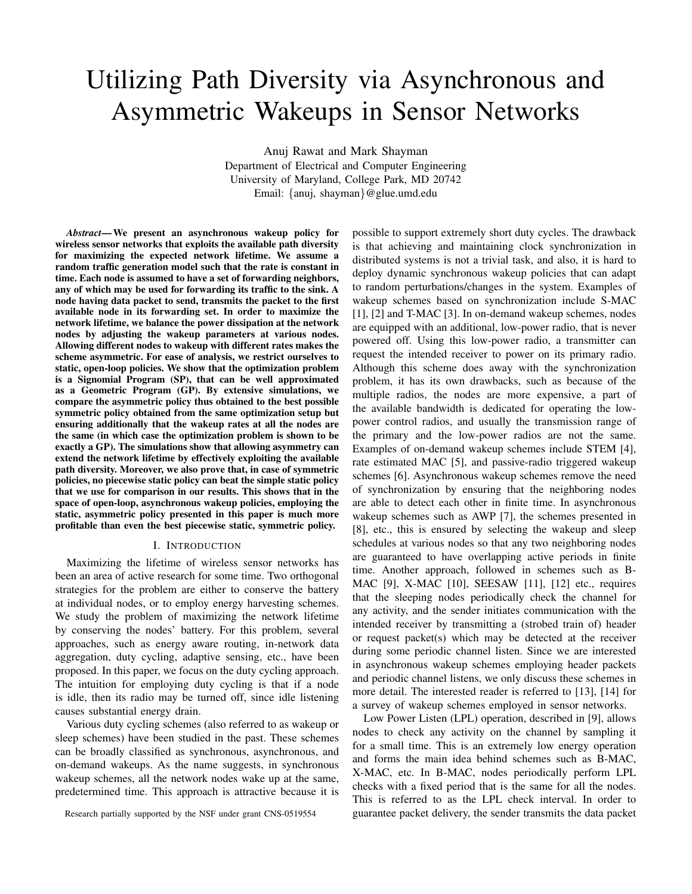# Utilizing Path Diversity via Asynchronous and Asymmetric Wakeups in Sensor Networks

Anuj Rawat and Mark Shayman
Department of Electrical and Computer Engineering
University of Maryland, College Park, MD 20742
Email: {anuj, shayman}@glue.umd.edu

***Abstract*— We present an asynchronous wakeup policy for wireless sensor networks that exploits the available path diversity for maximizing the expected network lifetime. We assume a random traffic generation model such that the rate is constant in time. Each node is assumed to have a set of forwarding neighbors, any of which may be used for forwarding its traffic to the sink. A node having data packet to send, transmits the packet to the first available node in its forwarding set. In order to maximize the network lifetime, we balance the power dissipation at the network nodes by adjusting the wakeup parameters at various nodes. Allowing different nodes to wakeup with different rates makes the scheme asymmetric. For ease of analysis, we restrict ourselves to static, open-loop policies. We show that the optimization problem is a Signomial Program (SP), that can be well approximated as a Geometric Program (GP). By extensive simulations, we compare the asymmetric policy thus obtained to the best possible symmetric policy obtained from the same optimization setup but ensuring additionally that the wakeup rates at all the nodes are the same (in which case the optimization problem is shown to be exactly a GP). The simulations show that allowing asymmetry can extend the network lifetime by effectively exploiting the available path diversity. Moreover, we also prove that, in case of symmetric policies, no piecewise static policy can beat the simple static policy that we use for comparison in our results. This shows that in the space of open-loop, asynchronous wakeup policies, employing the static, asymmetric policy presented in this paper is much more profitable than even the best piecewise static, symmetric policy.**

## I. Introduction

Maximizing the lifetime of wireless sensor networks has been an area of active research for some time. Two orthogonal strategies for the problem are either to conserve the battery at individual nodes, or to employ energy harvesting schemes. We study the problem of maximizing the network lifetime by conserving the nodes' battery. For this problem, several approaches, such as energy aware routing, in-network data aggregation, duty cycling, adaptive sensing, etc., have been proposed. In this paper, we focus on the duty cycling approach. The intuition for employing duty cycling is that if a node is idle, then its radio may be turned off, since idle listening causes substantial energy drain.

Various duty cycling schemes (also referred to as wakeup or sleep schemes) have been studied in the past. These schemes can be broadly classified as synchronous, asynchronous, and on-demand wakeups. As the name suggests, in synchronous wakeup schemes, all the network nodes wake up at the same, predetermined time. This approach is attractive because it is possible to support extremely short duty cycles. The drawback is that achieving and maintaining clock synchronization in distributed systems is not a trivial task, and also, it is hard to deploy dynamic synchronous wakeup policies that can adapt to random perturbations/changes in the system. Examples of wakeup schemes based on synchronization include S-MAC [1], [2] and T-MAC [3]. In on-demand wakeup schemes, nodes are equipped with an additional, low-power radio, that is never powered off. Using this low-power radio, a transmitter can request the intended receiver to power on its primary radio. Although this scheme does away with the synchronization problem, it has its own drawbacks, such as because of the multiple radios, the nodes are more expensive, a part of the available bandwidth is dedicated for operating the low-power control radios, and usually the transmission range of the primary and the low-power radios are not the same. Examples of on-demand wakeup schemes include STEM [4], rate estimated MAC [5], and passive-radio triggered wakeup schemes [6]. Asynchronous wakeup schemes remove the need of synchronization by ensuring that the neighboring nodes are able to detect each other in finite time. In asynchronous wakeup schemes such as AWP [7], the schemes presented in [8], etc., this is ensured by selecting the wakeup and sleep schedules at various nodes so that any two neighboring nodes are guaranteed to have overlapping active periods in finite time. Another approach, followed in schemes such as B-MAC [9], X-MAC [10], SEESAW [11], [12] etc., requires that the sleeping nodes periodically check the channel for any activity, and the sender initiates communication with the intended receiver by transmitting a (strobed train of) header or request packet(s) which may be detected at the receiver during some periodic channel listen. Since we are interested in asynchronous wakeup schemes employing header packets and periodic channel listens, we only discuss these schemes in more detail. The interested reader is referred to [13], [14] for a survey of wakeup schemes employed in sensor networks.

Low Power Listen (LPL) operation, described in [9], allows nodes to check any activity on the channel by sampling it for a small time. This is an extremely low energy operation and forms the main idea behind schemes such as B-MAC, X-MAC, etc. In B-MAC, nodes periodically perform LPL checks with a fixed period that is the same for all the nodes. This is referred to as the LPL check interval. In order to guarantee packet delivery, the sender transmits the data packet

Research partially supported by the NSF under grant CNS-0519554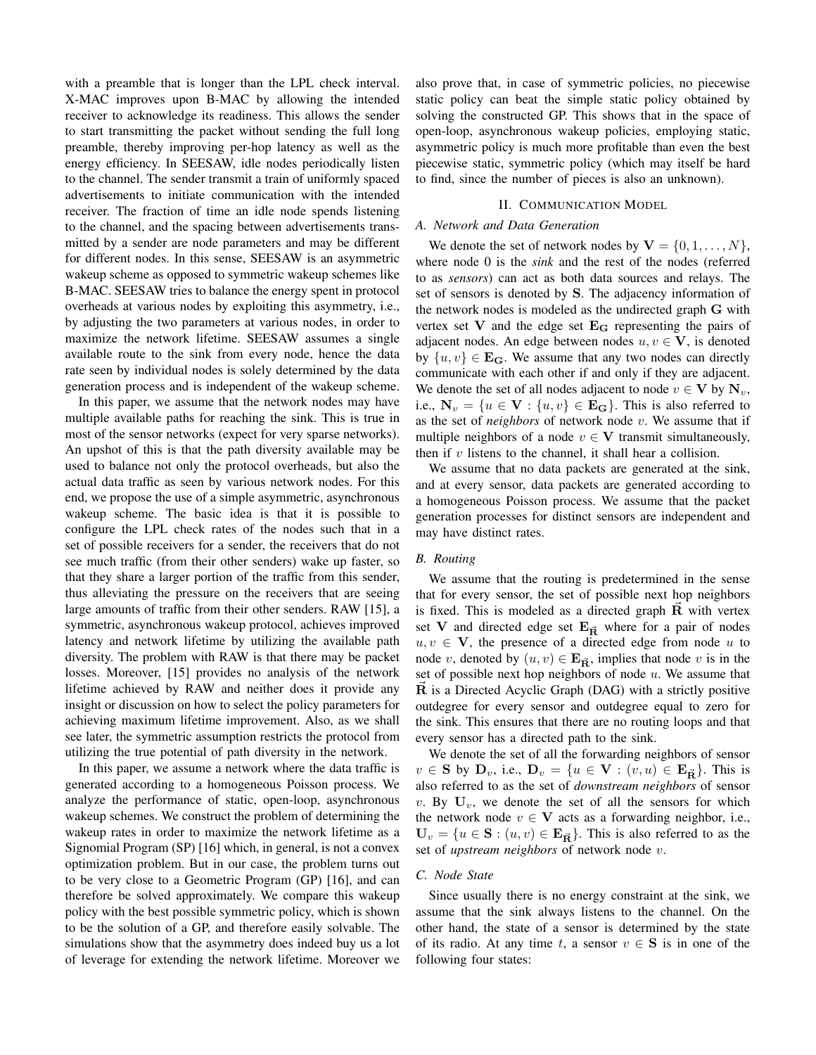with a preamble that is longer than the LPL check interval. X-MAC improves upon B-MAC by allowing the intended receiver to acknowledge its readiness. This allows the sender to start transmitting the packet without sending the full long preamble, thereby improving per-hop latency as well as the energy efficiency. In SEESAW, idle nodes periodically listen to the channel. The sender transmit a train of uniformly spaced advertisements to initiate communication with the intended receiver. The fraction of time an idle node spends listening to the channel, and the spacing between advertisements transmitted by a sender are node parameters and may be different for different nodes. In this sense, SEESAW is an asymmetric wakeup scheme as opposed to symmetric wakeup schemes like B-MAC. SEESAW tries to balance the energy spent in protocol overheads at various nodes by exploiting this asymmetry, i.e., by adjusting the two parameters at various nodes, in order to maximize the network lifetime. SEESAW assumes a single available route to the sink from every node, hence the data rate seen by individual nodes is solely determined by the data generation process and is independent of the wakeup scheme.

In this paper, we assume that the network nodes may have multiple available paths for reaching the sink. This is true in most of the sensor networks (expect for very sparse networks). An upshot of this is that the path diversity available may be used to balance not only the protocol overheads, but also the actual data traffic as seen by various network nodes. For this end, we propose the use of a simple asymmetric, asynchronous wakeup scheme. The basic idea is that it is possible to configure the LPL check rates of the nodes such that in a set of possible receivers for a sender, the receivers that do not see much traffic (from their other senders) wake up faster, so that they share a larger portion of the traffic from this sender, thus alleviating the pressure on the receivers that are seeing large amounts of traffic from their other senders. RAW [15], a symmetric, asynchronous wakeup protocol, achieves improved latency and network lifetime by utilizing the available path diversity. The problem with RAW is that there may be packet losses. Moreover, [15] provides no analysis of the network lifetime achieved by RAW and neither does it provide any insight or discussion on how to select the policy parameters for achieving maximum lifetime improvement. Also, as we shall see later, the symmetric assumption restricts the protocol from utilizing the true potential of path diversity in the network.

In this paper, we assume a network where the data traffic is generated according to a homogeneous Poisson process. We analyze the performance of static, open-loop, asynchronous wakeup schemes. We construct the problem of determining the wakeup rates in order to maximize the network lifetime as a Signomial Program (SP) [16] which, in general, is not a convex optimization problem. But in our case, the problem turns out to be very close to a Geometric Program (GP) [16], and can therefore be solved approximately. We compare this wakeup policy with the best possible symmetric policy, which is shown to be the solution of a GP, and therefore easily solvable. The simulations show that the asymmetry does indeed buy us a lot of leverage for extending the network lifetime. Moreover we also prove that, in case of symmetric policies, no piecewise static policy can beat the simple static policy obtained by solving the constructed GP. This shows that in the space of open-loop, asynchronous wakeup policies, employing static, asymmetric policy is much more profitable than even the best piecewise static, symmetric policy (which may itself be hard to find, since the number of pieces is also an unknown).

## II. Communication Model

### A. Network and Data Generation

We denote the set of network nodes by $\mathbf{V} = \{0, 1, \ldots, N\}$, where node 0 is the *sink* and the rest of the nodes (referred to as *sensors*) can act as both data sources and relays. The set of sensors is denoted by $\mathbf{S}$. The adjacency information of the network nodes is modeled as the undirected graph $\mathbf{G}$ with vertex set $\mathbf{V}$ and the edge set $\mathbf{E_G}$ representing the pairs of adjacent nodes. An edge between nodes $u, v \in \mathbf{V}$, is denoted by $\{u, v\} \in \mathbf{E_G}$. We assume that any two nodes can directly communicate with each other if and only if they are adjacent. We denote the set of all nodes adjacent to node $v \in \mathbf{V}$ by $\mathbf{N}_v$, i.e., $\mathbf{N}_v = \{u \in \mathbf{V} : \{u, v\} \in \mathbf{E_G}\}$. This is also referred to as the set of *neighbors* of network node $v$. We assume that if multiple neighbors of a node $v \in \mathbf{V}$ transmit simultaneously, then if $v$ listens to the channel, it shall hear a collision.

We assume that no data packets are generated at the sink, and at every sensor, data packets are generated according to a homogeneous Poisson process. We assume that the packet generation processes for distinct sensors are independent and may have distinct rates.

### B. Routing

We assume that the routing is predetermined in the sense that for every sensor, the set of possible next hop neighbors is fixed. This is modeled as a directed graph $\vec{\mathbf{R}}$ with vertex set $\mathbf{V}$ and directed edge set $\mathbf{E}_{\vec{\mathbf{R}}}$ where for a pair of nodes $u, v \in \mathbf{V}$, the presence of a directed edge from node $u$ to node $v$, denoted by $(u, v) \in \mathbf{E}_{\vec{\mathbf{R}}}$, implies that node $v$ is in the set of possible next hop neighbors of node $u$. We assume that $\vec{\mathbf{R}}$ is a Directed Acyclic Graph (DAG) with a strictly positive outdegree for every sensor and outdegree equal to zero for the sink. This ensures that there are no routing loops and that every sensor has a directed path to the sink.

We denote the set of all the forwarding neighbors of sensor $v \in \mathbf{S}$ by $\mathbf{D}_v$, i.e., $\mathbf{D}_v = \{u \in \mathbf{V} : (v, u) \in \mathbf{E}_{\vec{\mathbf{R}}}\}$. This is also referred to as the set of *downstream neighbors* of sensor $v$. By $\mathbf{U}_v$, we denote the set of all the sensors for which the network node $v \in \mathbf{V}$ acts as a forwarding neighbor, i.e., $\mathbf{U}_v = \{u \in \mathbf{S} : (u, v) \in \mathbf{E}_{\vec{\mathbf{R}}}\}$. This is also referred to as the set of *upstream neighbors* of network node $v$.

### C. Node State

Since usually there is no energy constraint at the sink, we assume that the sink always listens to the channel. On the other hand, the state of a sensor is determined by the state of its radio. At any time $t$, a sensor $v \in \mathbf{S}$ is in one of the following four states: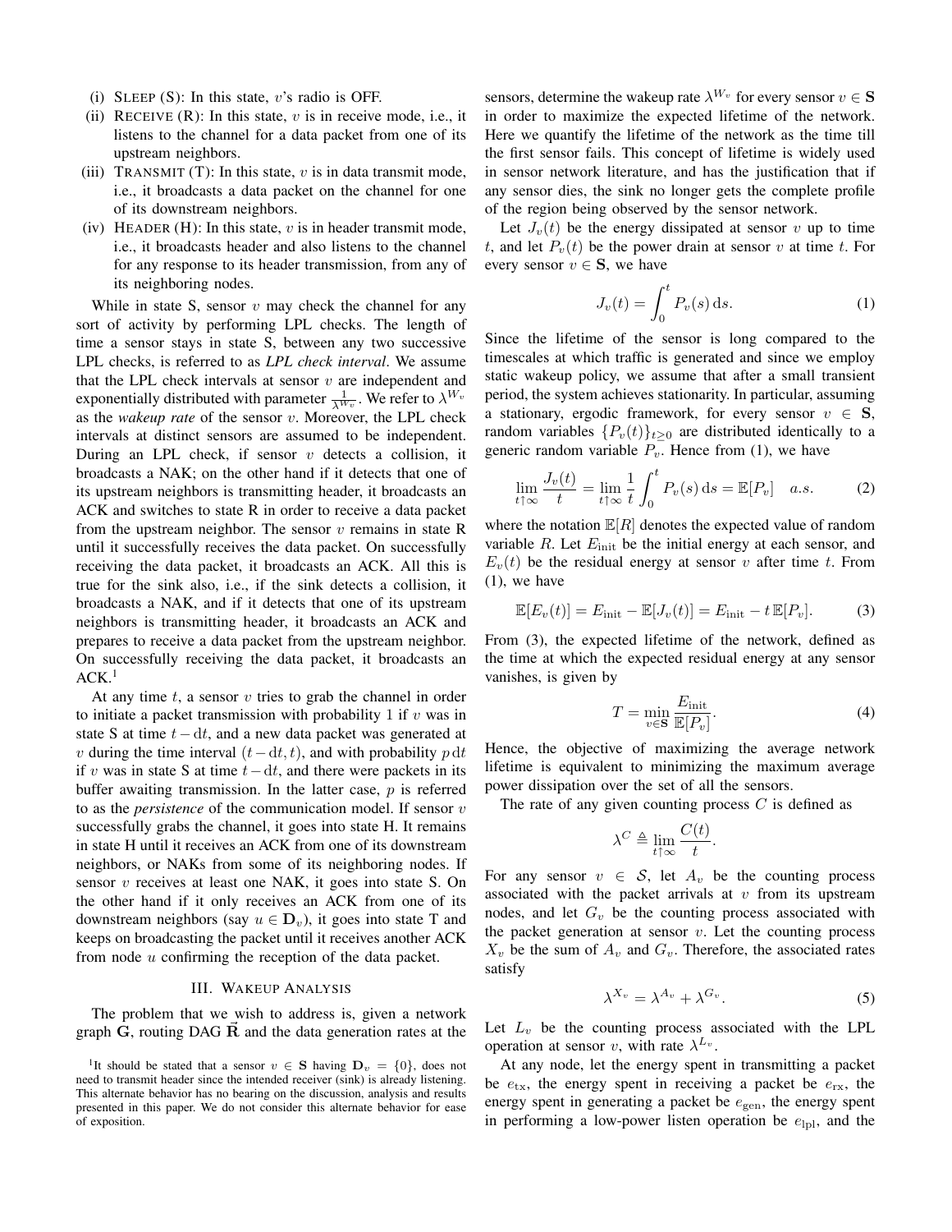(i) SLEEP (S): In this state, $v$'s radio is OFF.

(ii) RECEIVE (R): In this state, $v$ is in receive mode, i.e., it listens to the channel for a data packet from one of its upstream neighbors.

(iii) TRANSMIT (T): In this state, $v$ is in data transmit mode, i.e., it broadcasts a data packet on the channel for one of its downstream neighbors.

(iv) HEADER (H): In this state, $v$ is in header transmit mode, i.e., it broadcasts header and also listens to the channel for any response to its header transmission, from any of its neighboring nodes.

While in state S, sensor $v$ may check the channel for any sort of activity by performing LPL checks. The length of time a sensor stays in state S, between any two successive LPL checks, is referred to as *LPL check interval*. We assume that the LPL check intervals at sensor $v$ are independent and exponentially distributed with parameter $\frac{1}{\lambda^{W_v}}$. We refer to $\lambda^{W_v}$ as the *wakeup rate* of the sensor $v$. Moreover, the LPL check intervals at distinct sensors are assumed to be independent. During an LPL check, if sensor $v$ detects a collision, it broadcasts a NAK; on the other hand if it detects that one of its upstream neighbors is transmitting header, it broadcasts an ACK and switches to state R in order to receive a data packet from the upstream neighbor. The sensor $v$ remains in state R until it successfully receives the data packet. On successfully receiving the data packet, it broadcasts an ACK. All this is true for the sink also, i.e., if the sink detects a collision, it broadcasts a NAK, and if it detects that one of its upstream neighbors is transmitting header, it broadcasts an ACK and prepares to receive a data packet from the upstream neighbor. On successfully receiving the data packet, it broadcasts an ACK.[1]

At any time $t$, a sensor $v$ tries to grab the channel in order to initiate a packet transmission with probability 1 if $v$ was in state S at time $t-\mathrm{d}t$, and a new data packet was generated at $v$ during the time interval $(t-\mathrm{d}t, t)$, and with probability $p\,\mathrm{d}t$ if $v$ was in state S at time $t-\mathrm{d}t$, and there were packets in its buffer awaiting transmission. In the latter case, $p$ is referred to as the *persistence* of the communication model. If sensor $v$ successfully grabs the channel, it goes into state H. It remains in state H until it receives an ACK from one of its downstream neighbors, or NAKs from some of its neighboring nodes. If sensor $v$ receives at least one NAK, it goes into state S. On the other hand if it only receives an ACK from one of its downstream neighbors (say $u \in \mathbf{D}_v$), it goes into state T and keeps on broadcasting the packet until it receives another ACK from node $u$ confirming the reception of the data packet.

## III. WAKEUP ANALYSIS

The problem that we wish to address is, given a network graph $\mathbf{G}$, routing DAG $\vec{\mathbf{R}}$ and the data generation rates at the sensors, determine the wakeup rate $\lambda^{W_v}$ for every sensor $v \in \mathbf{S}$ in order to maximize the expected lifetime of the network. Here we quantify the lifetime of the network as the time till the first sensor fails. This concept of lifetime is widely used in sensor network literature, and has the justification that if any sensor dies, the sink no longer gets the complete profile of the region being observed by the sensor network.

Let $J_v(t)$ be the energy dissipated at sensor $v$ up to time $t$, and let $P_v(t)$ be the power drain at sensor $v$ at time $t$. For every sensor $v \in \mathbf{S}$, we have

$$J_v(t) = \int_0^t P_v(s)\,\mathrm{d}s. \tag{1}$$

Since the lifetime of the sensor is long compared to the timescales at which traffic is generated and since we employ static wakeup policy, we assume that after a small transient period, the system achieves stationarity. In particular, assuming a stationary, ergodic framework, for every sensor $v \in \mathbf{S}$, random variables $\{P_v(t)\}_{t\geq 0}$ are distributed identically to a generic random variable $P_v$. Hence from (1), we have

$$\lim_{t\uparrow\infty} \frac{J_v(t)}{t} = \lim_{t\uparrow\infty} \frac{1}{t}\int_0^t P_v(s)\,\mathrm{d}s = \mathbb{E}[P_v] \quad a.s. \tag{2}$$

where the notation $\mathbb{E}[R]$ denotes the expected value of random variable $R$. Let $E_{\text{init}}$ be the initial energy at each sensor, and $E_v(t)$ be the residual energy at sensor $v$ after time $t$. From (1), we have

$$\mathbb{E}[E_v(t)] = E_{\text{init}} - \mathbb{E}[J_v(t)] = E_{\text{init}} - t\,\mathbb{E}[P_v]. \tag{3}$$

From (3), the expected lifetime of the network, defined as the time at which the expected residual energy at any sensor vanishes, is given by

$$T = \min_{v\in\mathbf{S}} \frac{E_{\text{init}}}{\mathbb{E}[P_v]}. \tag{4}$$

Hence, the objective of maximizing the average network lifetime is equivalent to minimizing the maximum average power dissipation over the set of all the sensors.

The rate of any given counting process $C$ is defined as

$$\lambda^C \triangleq \lim_{t\uparrow\infty} \frac{C(t)}{t}.$$

For any sensor $v \in \mathcal{S}$, let $A_v$ be the counting process associated with the packet arrivals at $v$ from its upstream nodes, and let $G_v$ be the counting process associated with the packet generation at sensor $v$. Let the counting process $X_v$ be the sum of $A_v$ and $G_v$. Therefore, the associated rates satisfy

$$\lambda^{X_v} = \lambda^{A_v} + \lambda^{G_v}. \tag{5}$$

Let $L_v$ be the counting process associated with the LPL operation at sensor $v$, with rate $\lambda^{L_v}$.

At any node, let the energy spent in transmitting a packet be $e_{\text{tx}}$, the energy spent in receiving a packet be $e_{\text{rx}}$, the energy spent in generating a packet be $e_{\text{gen}}$, the energy spent in performing a low-power listen operation be $e_{\text{lpl}}$, and the

[1] It should be stated that a sensor $v \in \mathbf{S}$ having $\mathbf{D}_v = \{0\}$, does not need to transmit header since the intended receiver (sink) is already listening. This alternate behavior has no bearing on the discussion, analysis and results presented in this paper. We do not consider this alternate behavior for ease of exposition.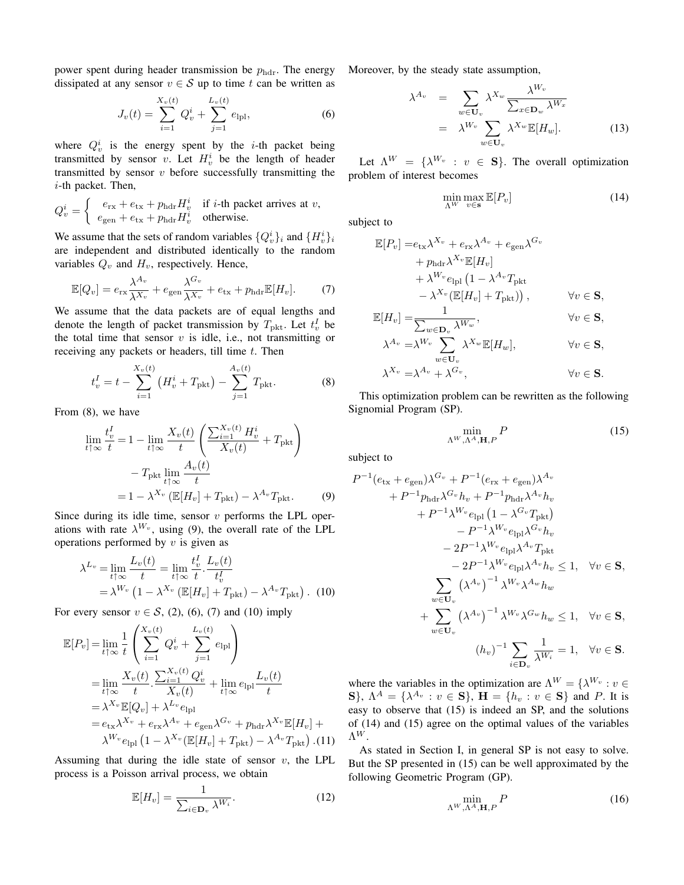power spent during header transmission be $p_{\rm hdr}$. The energy dissipated at any sensor $v \in \mathcal{S}$ up to time $t$ can be written as

$$J_v(t) = \sum_{i=1}^{X_v(t)} Q_v^i + \sum_{j=1}^{L_v(t)} e_{\rm lpl}, \tag{6}$$

where $Q_v^i$ is the energy spent by the $i$-th packet being transmitted by sensor $v$. Let $H_v^i$ be the length of header transmitted by sensor $v$ before successfully transmitting the $i$-th packet. Then,

$$Q_v^i = \begin{cases} e_{\rm rx} + e_{\rm tx} + p_{\rm hdr} H_v^i & \text{if } i\text{-th packet arrives at } v, \\ e_{\rm gen} + e_{\rm tx} + p_{\rm hdr} H_v^i & \text{otherwise.} \end{cases}$$

We assume that the sets of random variables $\{Q_v^i\}_i$ and $\{H_v^i\}_i$ are independent and distributed identically to the random variables $Q_v$ and $H_v$, respectively. Hence,

$$\mathbb{E}[Q_v] = e_{\rm rx}\frac{\lambda^{A_v}}{\lambda^{X_v}} + e_{\rm gen}\frac{\lambda^{G_v}}{\lambda^{X_v}} + e_{\rm tx} + p_{\rm hdr}\mathbb{E}[H_v]. \tag{7}$$

We assume that the data packets are of equal lengths and denote the length of packet transmission by $T_{\rm pkt}$. Let $t_v^I$ be the total time that sensor $v$ is idle, i.e., not transmitting or receiving any packets or headers, till time $t$. Then

$$t_v^I = t - \sum_{i=1}^{X_v(t)} \left(H_v^i + T_{\rm pkt}\right) - \sum_{j=1}^{A_v(t)} T_{\rm pkt}. \tag{8}$$

From (8), we have

$$\begin{aligned}
\lim_{t\uparrow\infty} \frac{t_v^I}{t} &= 1 - \lim_{t\uparrow\infty} \frac{X_v(t)}{t}\left(\frac{\sum_{i=1}^{X_v(t)} H_v^i}{X_v(t)} + T_{\rm pkt}\right) \\
&\quad - T_{\rm pkt} \lim_{t\uparrow\infty} \frac{A_v(t)}{t} \\
&= 1 - \lambda^{X_v}\left(\mathbb{E}[H_v] + T_{\rm pkt}\right) - \lambda^{A_v} T_{\rm pkt}. 
\end{aligned} \tag{9}$$

Since during its idle time, sensor $v$ performs the LPL operations with rate $\lambda^{W_v}$, using (9), the overall rate of the LPL operations performed by $v$ is given as

$$\begin{aligned}
\lambda^{L_v} &= \lim_{t\uparrow\infty} \frac{L_v(t)}{t} = \lim_{t\uparrow\infty} \frac{t_v^I}{t} \cdot \frac{L_v(t)}{t_v^I} \\
&= \lambda^{W_v}\left(1 - \lambda^{X_v}\left(\mathbb{E}[H_v] + T_{\rm pkt}\right) - \lambda^{A_v} T_{\rm pkt}\right).
\end{aligned} \tag{10}$$

For every sensor $v \in \mathcal{S}$, (2), (6), (7) and (10) imply

$$\begin{aligned}
\mathbb{E}[P_v] &= \lim_{t\uparrow\infty} \frac{1}{t}\left(\sum_{i=1}^{X_v(t)} Q_v^i + \sum_{j=1}^{L_v(t)} e_{\rm lpl}\right) \\
&= \lim_{t\uparrow\infty} \frac{X_v(t)}{t} \cdot \frac{\sum_{i=1}^{X_v(t)} Q_v^i}{X_v(t)} + \lim_{t\uparrow\infty} e_{\rm lpl}\frac{L_v(t)}{t} \\
&= \lambda^{X_v}\mathbb{E}[Q_v] + \lambda^{L_v} e_{\rm lpl} \\
&= e_{\rm tx}\lambda^{X_v} + e_{\rm rx}\lambda^{A_v} + e_{\rm gen}\lambda^{G_v} + p_{\rm hdr}\lambda^{X_v}\mathbb{E}[H_v] + \\
&\quad \lambda^{W_v} e_{\rm lpl}\left(1 - \lambda^{X_v}(\mathbb{E}[H_v] + T_{\rm pkt}) - \lambda^{A_v} T_{\rm pkt}\right).
\end{aligned} \tag{11}$$

Assuming that during the idle state of sensor $v$, the LPL process is a Poisson arrival process, we obtain

$$\mathbb{E}[H_v] = \frac{1}{\sum_{i\in\mathbf{D}_v} \lambda^{W_i}}. \tag{12}$$

Moreover, by the steady state assumption,

$$\begin{aligned}
\lambda^{A_v} &= \sum_{w\in\mathbf{U}_v} \lambda^{X_w} \frac{\lambda^{W_v}}{\sum_{x\in\mathbf{D}_w} \lambda^{W_x}} \\
&= \lambda^{W_v} \sum_{w\in\mathbf{U}_v} \lambda^{X_w}\mathbb{E}[H_w].
\end{aligned} \tag{13}$$

Let $\Lambda^W = \{\lambda^{W_v} : v \in \mathbf{S}\}$. The overall optimization problem of interest becomes

$$\min_{\Lambda^W} \max_{v\in\mathbf{s}} \mathbb{E}[P_v] \tag{14}$$

subject to

$$\begin{aligned}
\mathbb{E}[P_v] =& e_{\rm tx}\lambda^{X_v} + e_{\rm rx}\lambda^{A_v} + e_{\rm gen}\lambda^{G_v} \\
&+ p_{\rm hdr}\lambda^{X_v}\mathbb{E}[H_v] \\
&+ \lambda^{W_v} e_{\rm lpl}\left(1 - \lambda^{A_v} T_{\rm pkt}\right. \\
&\left. - \lambda^{X_v}(\mathbb{E}[H_v] + T_{\rm pkt})\right), && \forall v \in \mathbf{S}, \\
\mathbb{E}[H_v] =& \frac{1}{\sum_{w\in\mathbf{D}_v} \lambda^{W_w}}, && \forall v \in \mathbf{S}, \\
\lambda^{A_v} =& \lambda^{W_v} \sum_{w\in\mathbf{U}_v} \lambda^{X_w}\mathbb{E}[H_w], && \forall v \in \mathbf{S}, \\
\lambda^{X_v} =& \lambda^{A_v} + \lambda^{G_v}, && \forall v \in \mathbf{S}.
\end{aligned}$$

This optimization problem can be rewritten as the following Signomial Program (SP).

$$\min_{\Lambda^W, \Lambda^A, \mathbf{H}, P} P \tag{15}$$

subject to

$$\begin{aligned}
& P^{-1}(e_{\rm tx} + e_{\rm gen})\lambda^{G_v} + P^{-1}(e_{\rm rx} + e_{\rm gen})\lambda^{A_v} \\
& \quad + P^{-1}p_{\rm hdr}\lambda^{G_v}h_v + P^{-1}p_{\rm hdr}\lambda^{A_v}h_v \\
& \quad + P^{-1}\lambda^{W_v}e_{\rm lpl}\left(1 - \lambda^{G_v}T_{\rm pkt}\right) \\
& \quad - P^{-1}\lambda^{W_v}e_{\rm lpl}\lambda^{G_v}h_v \\
& \quad - 2P^{-1}\lambda^{W_v}e_{\rm lpl}\lambda^{A_v}T_{\rm pkt} \\
& \quad - 2P^{-1}\lambda^{W_v}e_{\rm lpl}\lambda^{A_v}h_v \le 1, \quad \forall v \in \mathbf{S}, \\
& \sum_{w\in\mathbf{U}_v} \left(\lambda^{A_v}\right)^{-1}\lambda^{W_v}\lambda^{A_w}h_w \\
& \quad + \sum_{w\in\mathbf{U}_v} \left(\lambda^{A_v}\right)^{-1}\lambda^{W_v}\lambda^{G_w}h_w \le 1, \quad \forall v \in \mathbf{S}, \\
& (h_v)^{-1}\sum_{i\in\mathbf{D}_v} \frac{1}{\lambda^{W_i}} = 1, \quad \forall v \in \mathbf{S}.
\end{aligned}$$

where the variables in the optimization are $\Lambda^W = \{\lambda^{W_v} : v \in \mathbf{S}\}$, $\Lambda^A = \{\lambda^{A_v} : v \in \mathbf{S}\}$, $\mathbf{H} = \{h_v : v \in \mathbf{S}\}$ and $P$. It is easy to observe that (15) is indeed an SP, and the solutions of (14) and (15) agree on the optimal values of the variables $\Lambda^W$.

As stated in Section I, in general SP is not easy to solve. But the SP presented in (15) can be well approximated by the following Geometric Program (GP).

$$\min_{\Lambda^W, \Lambda^A, \mathbf{H}, P} P \tag{16}$$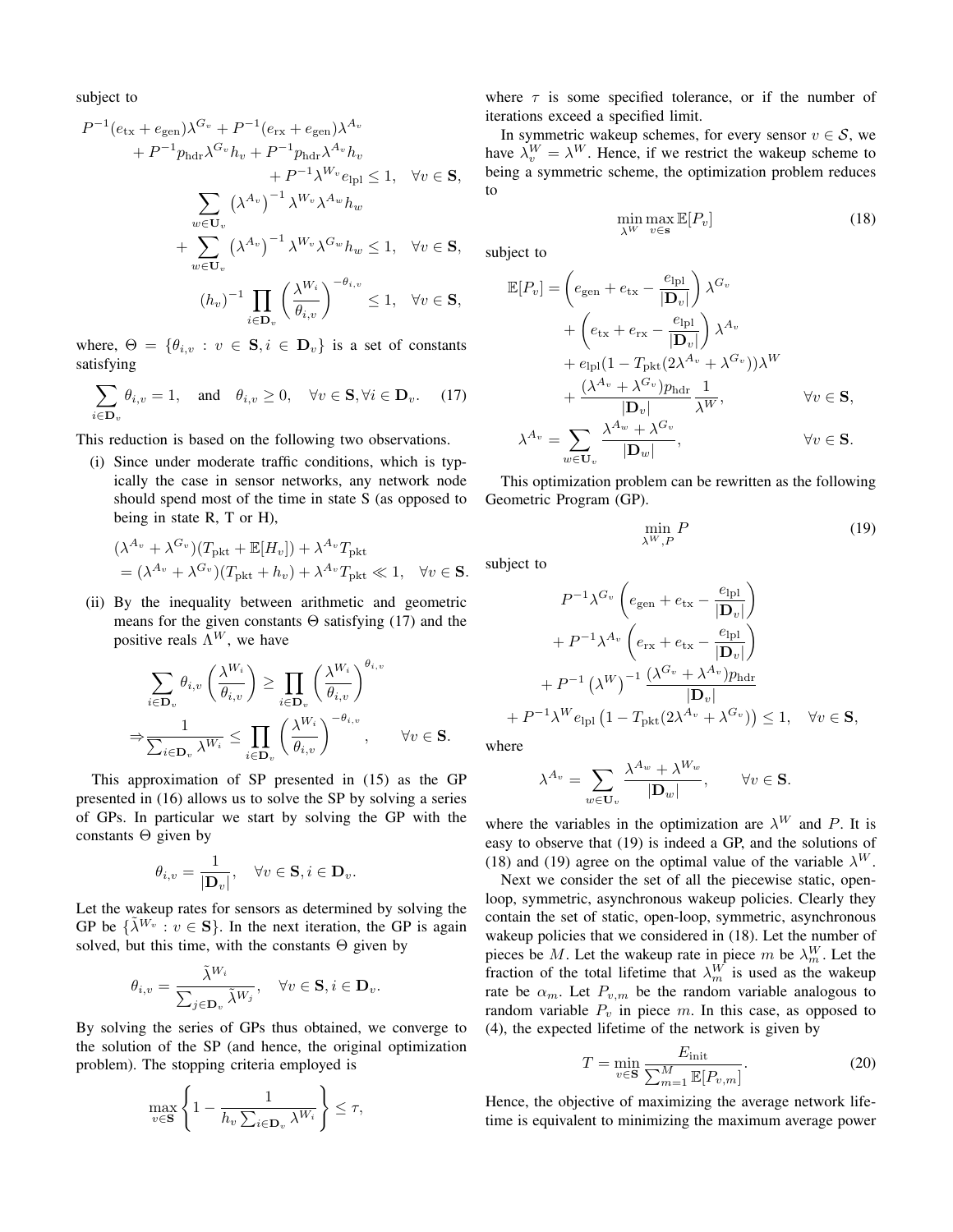subject to

$$
\begin{aligned}
P^{-1}(e_{\text{tx}} + e_{\text{gen}})\lambda^{G_v} + P^{-1}(e_{\text{rx}} + e_{\text{gen}})\lambda^{A_v} \\
+ P^{-1} p_{\text{hdr}} \lambda^{G_v} h_v + P^{-1} p_{\text{hdr}} \lambda^{A_v} h_v \\
+ P^{-1} \lambda^{W_v} e_{\text{lpl}} \leq 1, \quad \forall v \in \mathbf{S}, \\
\sum_{w \in \mathbf{U}_v} \left(\lambda^{A_v}\right)^{-1} \lambda^{W_v} \lambda^{A_w} h_w \\
+ \sum_{w \in \mathbf{U}_v} \left(\lambda^{A_v}\right)^{-1} \lambda^{W_v} \lambda^{G_w} h_w \leq 1, \quad \forall v \in \mathbf{S}, \\
(h_v)^{-1} \prod_{i \in \mathbf{D}_v} \left(\frac{\lambda^{W_i}}{\theta_{i,v}}\right)^{-\theta_{i,v}} \leq 1, \quad \forall v \in \mathbf{S},
\end{aligned}
$$

where, $\Theta = \{\theta_{i,v} : v \in \mathbf{S}, i \in \mathbf{D}_v\}$ is a set of constants satisfying

$$
\sum_{i \in \mathbf{D}_v} \theta_{i,v} = 1, \quad \text{and} \quad \theta_{i,v} \geq 0, \quad \forall v \in \mathbf{S}, \forall i \in \mathbf{D}_v. \tag{17}
$$

This reduction is based on the following two observations.

(i) Since under moderate traffic conditions, which is typically the case in sensor networks, any network node should spend most of the time in state S (as opposed to being in state R, T or H),

$$
\begin{aligned}
&(\lambda^{A_v} + \lambda^{G_v})(T_{\text{pkt}} + \mathbb{E}[H_v]) + \lambda^{A_v} T_{\text{pkt}} \\
&= (\lambda^{A_v} + \lambda^{G_v})(T_{\text{pkt}} + h_v) + \lambda^{A_v} T_{\text{pkt}} \ll 1, \quad \forall v \in \mathbf{S}.
\end{aligned}
$$

(ii) By the inequality between arithmetic and geometric means for the given constants $\Theta$ satisfying (17) and the positive reals $\Lambda^W$, we have

$$
\begin{aligned}
&\sum_{i \in \mathbf{D}_v} \theta_{i,v} \left(\frac{\lambda^{W_i}}{\theta_{i,v}}\right) \geq \prod_{i \in \mathbf{D}_v} \left(\frac{\lambda^{W_i}}{\theta_{i,v}}\right)^{\theta_{i,v}} \\
\Rightarrow &\frac{1}{\sum_{i \in \mathbf{D}_v} \lambda^{W_i}} \leq \prod_{i \in \mathbf{D}_v} \left(\frac{\lambda^{W_i}}{\theta_{i,v}}\right)^{-\theta_{i,v}}, \qquad \forall v \in \mathbf{S}.
\end{aligned}
$$

This approximation of SP presented in (15) as the GP presented in (16) allows us to solve the SP by solving a series of GPs. In particular we start by solving the GP with the constants $\Theta$ given by

$$
\theta_{i,v} = \frac{1}{|\mathbf{D}_v|}, \quad \forall v \in \mathbf{S}, i \in \mathbf{D}_v.
$$

Let the wakeup rates for sensors as determined by solving the GP be $\{\tilde{\lambda}^{W_v} : v \in \mathbf{S}\}$. In the next iteration, the GP is again solved, but this time, with the constants $\Theta$ given by

$$
\theta_{i,v} = \frac{\tilde{\lambda}^{W_i}}{\sum_{j \in \mathbf{D}_v} \tilde{\lambda}^{W_j}}, \quad \forall v \in \mathbf{S}, i \in \mathbf{D}_v.
$$

By solving the series of GPs thus obtained, we converge to the solution of the SP (and hence, the original optimization problem). The stopping criteria employed is

$$
\max_{v \in \mathbf{S}} \left\{1 - \frac{1}{h_v \sum_{i \in \mathbf{D}_v} \lambda^{W_i}}\right\} \leq \tau,
$$

where $\tau$ is some specified tolerance, or if the number of iterations exceed a specified limit.

In symmetric wakeup schemes, for every sensor $v \in \mathcal{S}$, we have $\lambda_v^W = \lambda^W$. Hence, if we restrict the wakeup scheme to being a symmetric scheme, the optimization problem reduces to

$$
\min_{\lambda^W} \max_{v \in \mathbf{s}} \mathbb{E}[P_v] \tag{18}
$$

subject to

$$
\begin{aligned}
\mathbb{E}[P_v] = &\left(e_{\text{gen}} + e_{\text{tx}} - \frac{e_{\text{lpl}}}{|\mathbf{D}_v|}\right) \lambda^{G_v} \\
&+ \left(e_{\text{tx}} + e_{\text{rx}} - \frac{e_{\text{lpl}}}{|\mathbf{D}_v|}\right) \lambda^{A_v} \\
&+ e_{\text{lpl}}(1 - T_{\text{pkt}}(2\lambda^{A_v} + \lambda^{G_v}))\lambda^W \\
&+ \frac{(\lambda^{A_v} + \lambda^{G_v}) p_{\text{hdr}}}{|\mathbf{D}_v|} \frac{1}{\lambda^W}, \qquad \forall v \in \mathbf{S}, \\
\lambda^{A_v} = &\sum_{w \in \mathbf{U}_v} \frac{\lambda^{A_w} + \lambda^{G_v}}{|\mathbf{D}_w|}, \qquad \forall v \in \mathbf{S}.
\end{aligned}
$$

This optimization problem can be rewritten as the following Geometric Program (GP).

$$
\min_{\lambda^W, P} P \tag{19}
$$

subject to

$$
\begin{aligned}
&P^{-1} \lambda^{G_v} \left(e_{\text{gen}} + e_{\text{tx}} - \frac{e_{\text{lpl}}}{|\mathbf{D}_v|}\right) \\
&+ P^{-1} \lambda^{A_v} \left(e_{\text{rx}} + e_{\text{tx}} - \frac{e_{\text{lpl}}}{|\mathbf{D}_v|}\right) \\
&+ P^{-1} \left(\lambda^W\right)^{-1} \frac{(\lambda^{G_v} + \lambda^{A_v}) p_{\text{hdr}}}{|\mathbf{D}_v|} \\
&+ P^{-1} \lambda^W e_{\text{lpl}} \left(1 - T_{\text{pkt}}(2\lambda^{A_v} + \lambda^{G_v})\right) \leq 1, \quad \forall v \in \mathbf{S},
\end{aligned}
$$

where

$$
\lambda^{A_v} = \sum_{w \in \mathbf{U}_v} \frac{\lambda^{A_w} + \lambda^{W_w}}{|\mathbf{D}_w|}, \qquad \forall v \in \mathbf{S}.
$$

where the variables in the optimization are $\lambda^W$ and $P$. It is easy to observe that (19) is indeed a GP, and the solutions of (18) and (19) agree on the optimal value of the variable $\lambda^W$.

Next we consider the set of all the piecewise static, open-loop, symmetric, asynchronous wakeup policies. Clearly they contain the set of static, open-loop, symmetric, asynchronous wakeup policies that we considered in (18). Let the number of pieces be $M$. Let the wakeup rate in piece $m$ be $\lambda_m^W$. Let the fraction of the total lifetime that $\lambda_m^W$ is used as the wakeup rate be $\alpha_m$. Let $P_{v,m}$ be the random variable analogous to random variable $P_v$ in piece $m$. In this case, as opposed to (4), the expected lifetime of the network is given by

$$
T = \min_{v \in \mathbf{S}} \frac{E_{\text{init}}}{\sum_{m=1}^{M} \mathbb{E}[P_{v,m}]}. \tag{20}
$$

Hence, the objective of maximizing the average network lifetime is equivalent to minimizing the maximum average power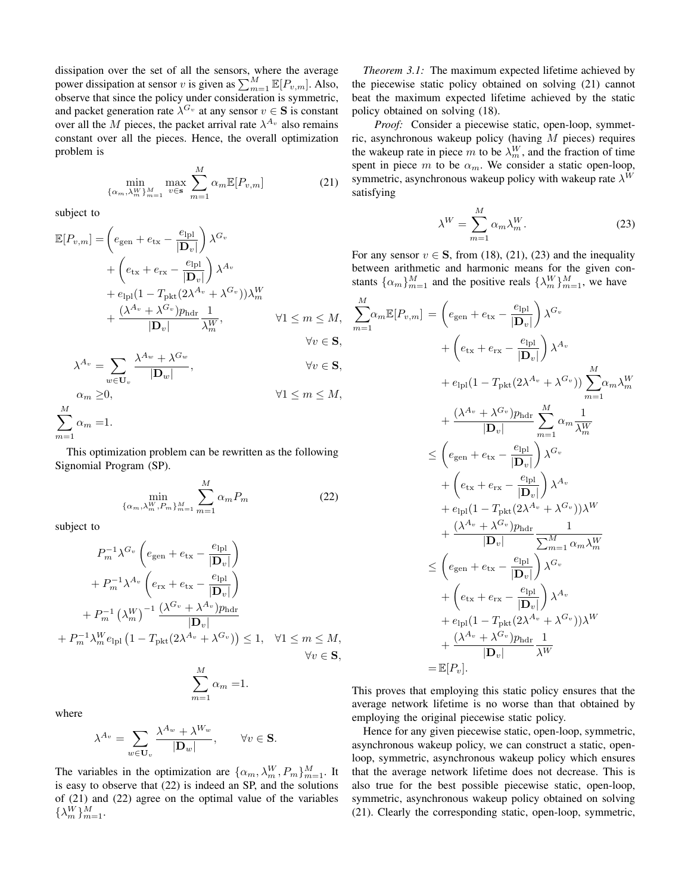dissipation over the set of all the sensors, where the average power dissipation at sensor $v$ is given as $\sum_{m=1}^{M} \mathbb{E}[P_{v,m}]$. Also, observe that since the policy under consideration is symmetric, and packet generation rate $\lambda^{G_v}$ at any sensor $v \in \mathbf{S}$ is constant over all the $M$ pieces, the packet arrival rate $\lambda^{A_v}$ also remains constant over all the pieces. Hence, the overall optimization problem is

$$\min_{\{\alpha_m, \lambda_m^W\}_{m=1}^M} \max_{v \in \mathbf{s}} \sum_{m=1}^{M} \alpha_m \mathbb{E}[P_{v,m}] \tag{21}$$

subject to

$$\begin{aligned}
\mathbb{E}[P_{v,m}] =& \left(e_{\mathrm{gen}} + e_{\mathrm{tx}} - \frac{e_{\mathrm{lpl}}}{|\mathbf{D}_v|}\right) \lambda^{G_v} \\
&+ \left(e_{\mathrm{tx}} + e_{\mathrm{rx}} - \frac{e_{\mathrm{lpl}}}{|\mathbf{D}_v|}\right) \lambda^{A_v} \\
&+ e_{\mathrm{lpl}}(1 - T_{\mathrm{pkt}}(2\lambda^{A_v} + \lambda^{G_v}))\lambda_m^W \\
&+ \frac{(\lambda^{A_v} + \lambda^{G_v}) p_{\mathrm{hdr}}}{|\mathbf{D}_v|} \frac{1}{\lambda_m^W}, \qquad \forall 1 \le m \le M, \\
& \qquad \forall v \in \mathbf{S}, \\
\lambda^{A_v} =& \sum_{w \in \mathbf{U}_v} \frac{\lambda^{A_w} + \lambda^{G_w}}{|\mathbf{D}_w|}, \qquad \forall v \in \mathbf{S}, \\
\alpha_m \ge& 0, \qquad \forall 1 \le m \le M, \\
\sum_{m=1}^{M} \alpha_m =& 1.
\end{aligned}$$

This optimization problem can be rewritten as the following Signomial Program (SP).

$$\min_{\{\alpha_m, \lambda_m^W, P_m\}_{m=1}^M} \sum_{m=1}^{M} \alpha_m P_m \tag{22}$$

subject to

$$\begin{aligned}
& P_m^{-1} \lambda^{G_v} \left(e_{\mathrm{gen}} + e_{\mathrm{tx}} - \frac{e_{\mathrm{lpl}}}{|\mathbf{D}_v|}\right) \\
& + P_m^{-1} \lambda^{A_v} \left(e_{\mathrm{rx}} + e_{\mathrm{tx}} - \frac{e_{\mathrm{lpl}}}{|\mathbf{D}_v|}\right) \\
& + P_m^{-1} \left(\lambda_m^W\right)^{-1} \frac{(\lambda^{G_v} + \lambda^{A_v}) p_{\mathrm{hdr}}}{|\mathbf{D}_v|} \\
& + P_m^{-1} \lambda_m^W e_{\mathrm{lpl}} \left(1 - T_{\mathrm{pkt}}(2\lambda^{A_v} + \lambda^{G_v})\right) \le 1, \quad \forall 1 \le m \le M, \\
& \qquad \forall v \in \mathbf{S}, \\
& \sum_{m=1}^{M} \alpha_m = 1.
\end{aligned}$$

where

$$\lambda^{A_v} = \sum_{w \in \mathbf{U}_v} \frac{\lambda^{A_w} + \lambda^{W_w}}{|\mathbf{D}_w|}, \qquad \forall v \in \mathbf{S}.$$

The variables in the optimization are $\{\alpha_m, \lambda_m^W, P_m\}_{m=1}^M$. It is easy to observe that (22) is indeed an SP, and the solutions of (21) and (22) agree on the optimal value of the variables $\{\lambda_m^W\}_{m=1}^M$.

*Theorem 3.1:* The maximum expected lifetime achieved by the piecewise static policy obtained on solving (21) cannot beat the maximum expected lifetime achieved by the static policy obtained on solving (18).

*Proof:* Consider a piecewise static, open-loop, symmetric, asynchronous wakeup policy (having $M$ pieces) requires the wakeup rate in piece $m$ to be $\lambda_m^W$, and the fraction of time spent in piece $m$ to be $\alpha_m$. We consider a static open-loop, symmetric, asynchronous wakeup policy with wakeup rate $\lambda^W$ satisfying

$$\lambda^W = \sum_{m=1}^{M} \alpha_m \lambda_m^W. \tag{23}$$

For any sensor $v \in \mathbf{S}$, from (18), (21), (23) and the inequality between arithmetic and harmonic means for the given constants $\{\alpha_m\}_{m=1}^M$ and the positive reals $\{\lambda_m^W\}_{m=1}^M$, we have

$$\begin{aligned}
\sum_{m=1}^{M} \alpha_m \mathbb{E}[P_{v,m}] =& \left(e_{\mathrm{gen}} + e_{\mathrm{tx}} - \frac{e_{\mathrm{lpl}}}{|\mathbf{D}_v|}\right) \lambda^{G_v} \\
&+ \left(e_{\mathrm{tx}} + e_{\mathrm{rx}} - \frac{e_{\mathrm{lpl}}}{|\mathbf{D}_v|}\right) \lambda^{A_v} \\
&+ e_{\mathrm{lpl}}(1 - T_{\mathrm{pkt}}(2\lambda^{A_v} + \lambda^{G_v})) \sum_{m=1}^{M} \alpha_m \lambda_m^W \\
&+ \frac{(\lambda^{A_v} + \lambda^{G_v}) p_{\mathrm{hdr}}}{|\mathbf{D}_v|} \sum_{m=1}^{M} \alpha_m \frac{1}{\lambda_m^W} \\
\le& \left(e_{\mathrm{gen}} + e_{\mathrm{tx}} - \frac{e_{\mathrm{lpl}}}{|\mathbf{D}_v|}\right) \lambda^{G_v} \\
&+ \left(e_{\mathrm{tx}} + e_{\mathrm{rx}} - \frac{e_{\mathrm{lpl}}}{|\mathbf{D}_v|}\right) \lambda^{A_v} \\
&+ e_{\mathrm{lpl}}(1 - T_{\mathrm{pkt}}(2\lambda^{A_v} + \lambda^{G_v}))\lambda^W \\
&+ \frac{(\lambda^{A_v} + \lambda^{G_v}) p_{\mathrm{hdr}}}{|\mathbf{D}_v|} \frac{1}{\sum_{m=1}^{M} \alpha_m \lambda_m^W} \\
\le& \left(e_{\mathrm{gen}} + e_{\mathrm{tx}} - \frac{e_{\mathrm{lpl}}}{|\mathbf{D}_v|}\right) \lambda^{G_v} \\
&+ \left(e_{\mathrm{tx}} + e_{\mathrm{rx}} - \frac{e_{\mathrm{lpl}}}{|\mathbf{D}_v|}\right) \lambda^{A_v} \\
&+ e_{\mathrm{lpl}}(1 - T_{\mathrm{pkt}}(2\lambda^{A_v} + \lambda^{G_v}))\lambda^W \\
&+ \frac{(\lambda^{A_v} + \lambda^{G_v}) p_{\mathrm{hdr}}}{|\mathbf{D}_v|} \frac{1}{\lambda^W} \\
=& \mathbb{E}[P_v].
\end{aligned}$$

This proves that employing this static policy ensures that the average network lifetime is no worse than that obtained by employing the original piecewise static policy.

Hence for any given piecewise static, open-loop, symmetric, asynchronous wakeup policy, we can construct a static, open-loop, symmetric, asynchronous wakeup policy which ensures that the average network lifetime does not decrease. This is also true for the best possible piecewise static, open-loop, symmetric, asynchronous wakeup policy obtained on solving (21). Clearly the corresponding static, open-loop, symmetric,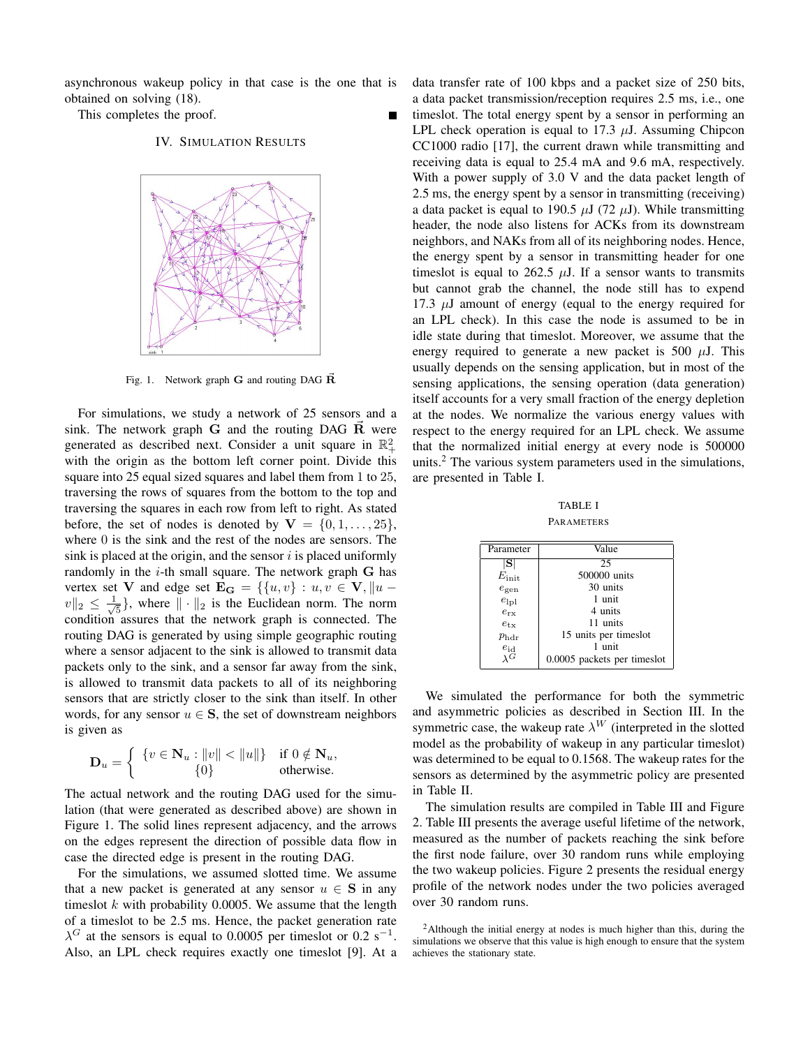asynchronous wakeup policy in that case is the one that is obtained on solving (18).

This completes the proof. ∎

## IV. Simulation Results

Fig. 1. Network graph $\mathbf{G}$ and routing DAG $\vec{\mathbf{R}}$

For simulations, we study a network of 25 sensors and a sink. The network graph $\mathbf{G}$ and the routing DAG $\vec{\mathbf{R}}$ were generated as described next. Consider a unit square in $\mathbb{R}_+^2$ with the origin as the bottom left corner point. Divide this square into 25 equal sized squares and label them from 1 to 25, traversing the rows of squares from the bottom to the top and traversing the squares in each row from left to right. As stated before, the set of nodes is denoted by $\mathbf{V} = \{0, 1, \ldots, 25\}$, where 0 is the sink and the rest of the nodes are sensors. The sink is placed at the origin, and the sensor $i$ is placed uniformly randomly in the $i$-th small square. The network graph $\mathbf{G}$ has vertex set $\mathbf{V}$ and edge set $\mathbf{E_G} = \{\{u, v\} : u, v \in \mathbf{V}, \|u - v\|_2 \leq \frac{1}{\sqrt{5}}\}$, where $\|\cdot\|_2$ is the Euclidean norm. The norm condition assures that the network graph is connected. The routing DAG is generated by using simple geographic routing where a sensor adjacent to the sink is allowed to transmit data packets only to the sink, and a sensor far away from the sink, is allowed to transmit data packets to all of its neighboring sensors that are strictly closer to the sink than itself. In other words, for any sensor $u \in \mathbf{S}$, the set of downstream neighbors is given as

$$\mathbf{D}_u = \begin{cases} \{v \in \mathbf{N}_u : \|v\| < \|u\|\} & \text{if } 0 \notin \mathbf{N}_u, \\ \{0\} & \text{otherwise.} \end{cases}$$

The actual network and the routing DAG used for the simulation (that were generated as described above) are shown in Figure 1. The solid lines represent adjacency, and the arrows on the edges represent the direction of possible data flow in case the directed edge is present in the routing DAG.

For the simulations, we assumed slotted time. We assume that a new packet is generated at any sensor $u \in \mathbf{S}$ in any timeslot $k$ with probability 0.0005. We assume that the length of a timeslot to be 2.5 ms. Hence, the packet generation rate $\lambda^G$ at the sensors is equal to 0.0005 per timeslot or 0.2 $\text{s}^{-1}$. Also, an LPL check requires exactly one timeslot [9]. At a data transfer rate of 100 kbps and a packet size of 250 bits, a data packet transmission/reception requires 2.5 ms, i.e., one timeslot. The total energy spent by a sensor in performing an LPL check operation is equal to 17.3 $\mu$J. Assuming Chipcon CC1000 radio [17], the current drawn while transmitting and receiving data is equal to 25.4 mA and 9.6 mA, respectively. With a power supply of 3.0 V and the data packet length of 2.5 ms, the energy spent by a sensor in transmitting (receiving) a data packet is equal to 190.5 $\mu$J (72 $\mu$J). While transmitting header, the node also listens for ACKs from its downstream neighbors, and NAKs from all of its neighboring nodes. Hence, the energy spent by a sensor in transmitting header for one timeslot is equal to 262.5 $\mu$J. If a sensor wants to transmits but cannot grab the channel, the node still has to expend 17.3 $\mu$J amount of energy (equal to the energy required for an LPL check). In this case the node is assumed to be in idle state during that timeslot. Moreover, we assume that the energy required to generate a new packet is 500 $\mu$J. This usually depends on the sensing application, but in most of the sensing applications, the sensing operation (data generation) itself accounts for a very small fraction of the energy depletion at the nodes. We normalize the various energy values with respect to the energy required for an LPL check. We assume that the normalized initial energy at every node is 500000 units.[2] The various system parameters used in the simulations, are presented in Table I.

TABLE I
PARAMETERS

| Parameter | Value |
|---|---|
| $\lvert\mathbf{S}\rvert$ | 25 |
| $E_{\text{init}}$ | 500000 units |
| $e_{\text{gen}}$ | 30 units |
| $e_{\text{lpl}}$ | 1 unit |
| $e_{\text{rx}}$ | 4 units |
| $e_{\text{tx}}$ | 11 units |
| $p_{\text{hdr}}$ | 15 units per timeslot |
| $e_{\text{id}}$ | 1 unit |
| $\lambda^G$ | 0.0005 packets per timeslot |

We simulated the performance for both the symmetric and asymmetric policies as described in Section III. In the symmetric case, the wakeup rate $\lambda^W$ (interpreted in the slotted model as the probability of wakeup in any particular timeslot) was determined to be equal to 0.1568. The wakeup rates for the sensors as determined by the asymmetric policy are presented in Table II.

The simulation results are compiled in Table III and Figure 2. Table III presents the average useful lifetime of the network, measured as the number of packets reaching the sink before the first node failure, over 30 random runs while employing the two wakeup policies. Figure 2 presents the residual energy profile of the network nodes under the two policies averaged over 30 random runs.

[2] Although the initial energy at nodes is much higher than this, during the simulations we observe that this value is high enough to ensure that the system achieves the stationary state.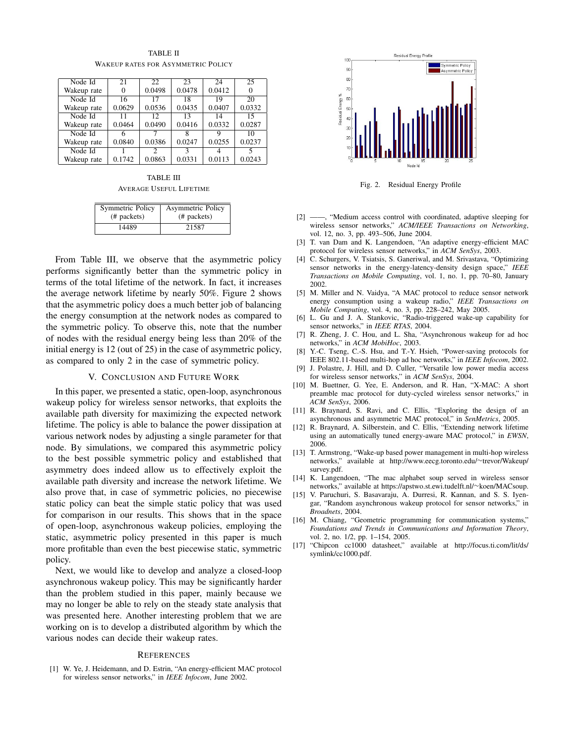TABLE II

WAKEUP RATES FOR ASYMMETRIC POLICY

| | | | | | |
|---|---|---|---|---|---|
| Node Id | 21 | 22 | 23 | 24 | 25 |
| Wakeup rate | 0 | 0.0498 | 0.0478 | 0.0412 | 0 |
| Node Id | 16 | 17 | 18 | 19 | 20 |
| Wakeup rate | 0.0629 | 0.0536 | 0.0435 | 0.0407 | 0.0332 |
| Node Id | 11 | 12 | 13 | 14 | 15 |
| Wakeup rate | 0.0464 | 0.0490 | 0.0416 | 0.0332 | 0.0287 |
| Node Id | 6 | 7 | 8 | 9 | 10 |
| Wakeup rate | 0.0840 | 0.0386 | 0.0247 | 0.0255 | 0.0237 |
| Node Id | 1 | 2 | 3 | 4 | 5 |
| Wakeup rate | 0.1742 | 0.0863 | 0.0331 | 0.0113 | 0.0243 |

TABLE III

AVERAGE USEFUL LIFETIME

| Symmetric Policy (# packets) | Asymmetric Policy (# packets) |
|---|---|
| 14489 | 21587 |

From Table III, we observe that the asymmetric policy performs significantly better than the symmetric policy in terms of the total lifetime of the network. In fact, it increases the average network lifetime by nearly 50%. Figure 2 shows that the asymmetric policy does a much better job of balancing the energy consumption at the network nodes as compared to the symmetric policy. To observe this, note that the number of nodes with the residual energy being less than 20% of the initial energy is 12 (out of 25) in the case of asymmetric policy, as compared to only 2 in the case of symmetric policy.

Residual Energy Profile

Symmetric Policy

Asymmetric Policy

Residual Energy %

Node Id

0
10
20
30
40
50
60
70
80
90
100

0
5
10
15
20
25

Fig. 2. Residual Energy Profile

## V. CONCLUSION AND FUTURE WORK

In this paper, we presented a static, open-loop, asynchronous wakeup policy for wireless sensor networks, that exploits the available path diversity for maximizing the expected network lifetime. The policy is able to balance the power dissipation at various network nodes by adjusting a single parameter for that node. By simulations, we compared this asymmetric policy to the best possible symmetric policy and established that asymmetry does indeed allow us to effectively exploit the available path diversity and increase the network lifetime. We also prove that, in case of symmetric policies, no piecewise static policy can beat the simple static policy that was used for comparison in our results. This shows that in the space of open-loop, asynchronous wakeup policies, employing the static, asymmetric policy presented in this paper is much more profitable than even the best piecewise static, symmetric policy.

Next, we would like to develop and analyze a closed-loop asynchronous wakeup policy. This may be significantly harder than the problem studied in this paper, mainly because we may no longer be able to rely on the steady state analysis that was presented here. Another interesting problem that we are working on is to develop a distributed algorithm by which the various nodes can decide their wakeup rates.

## REFERENCES

[1] W. Ye, J. Heidemann, and D. Estrin, "An energy-efficient MAC protocol for wireless sensor networks," in *IEEE Infocom*, June 2002.

[2] ——, "Medium access control with coordinated, adaptive sleeping for wireless sensor networks," *ACM/IEEE Transactions on Networking*, vol. 12, no. 3, pp. 493–506, June 2004.

[3] T. van Dam and K. Langendoen, "An adaptive energy-efficient MAC protocol for wireless sensor networks," in *ACM SenSys*, 2003.

[4] C. Schurgers, V. Tsiatsis, S. Ganeriwal, and M. Srivastava, "Optimizing sensor networks in the energy-latency-density design space," *IEEE Transactions on Mobile Computing*, vol. 1, no. 1, pp. 70–80, January 2002.

[5] M. Miller and N. Vaidya, "A MAC protocol to reduce sensor network energy consumption using a wakeup radio," *IEEE Transactions on Mobile Computing*, vol. 4, no. 3, pp. 228–242, May 2005.

[6] L. Gu and J. A. Stankovic, "Radio-triggered wake-up capability for sensor networks," in *IEEE RTAS*, 2004.

[7] R. Zheng, J. C. Hou, and L. Sha, "Asynchronous wakeup for ad hoc networks," in *ACM MobiHoc*, 2003.

[8] Y.-C. Tseng, C.-S. Hsu, and T.-Y. Hsieh, "Power-saving protocols for IEEE 802.11-based multi-hop ad hoc networks," in *IEEE Infocom*, 2002.

[9] J. Polastre, J. Hill, and D. Culler, "Versatile low power media access for wireless sensor networks," in *ACM SenSys*, 2004.

[10] M. Buettner, G. Yee, E. Anderson, and R. Han, "X-MAC: A short preamble mac protocol for duty-cycled wireless sensor networks," in *ACM SenSys*, 2006.

[11] R. Braynard, S. Ravi, and C. Ellis, "Exploring the design of an asynchronous and asymmetric MAC protocol," in *SenMetrics*, 2005.

[12] R. Braynard, A. Silberstein, and C. Ellis, "Extending network lifetime using an automatically tuned energy-aware MAC protocol," in *EWSN*, 2006.

[13] T. Armstrong, "Wake-up based power management in multi-hop wireless networks," available at http://www.eecg.toronto.edu/~trevor/Wakeup/survey.pdf.

[14] K. Langendoen, "The mac alphabet soup served in wireless sensor networks," available at https://apstwo.st.ewi.tudelft.nl/~koen/MACsoup.

[15] V. Paruchuri, S. Basavaraju, A. Durresi, R. Kannan, and S. S. Iyengar, "Random asynchronous wakeup protocol for sensor networks," in *Broadnets*, 2004.

[16] M. Chiang, "Geometric programming for communication systems," *Foundations and Trends in Communications and Information Theory*, vol. 2, no. 1/2, pp. 1–154, 2005.

[17] "Chipcon cc1000 datasheet," available at http://focus.ti.com/lit/ds/symlink/cc1000.pdf.